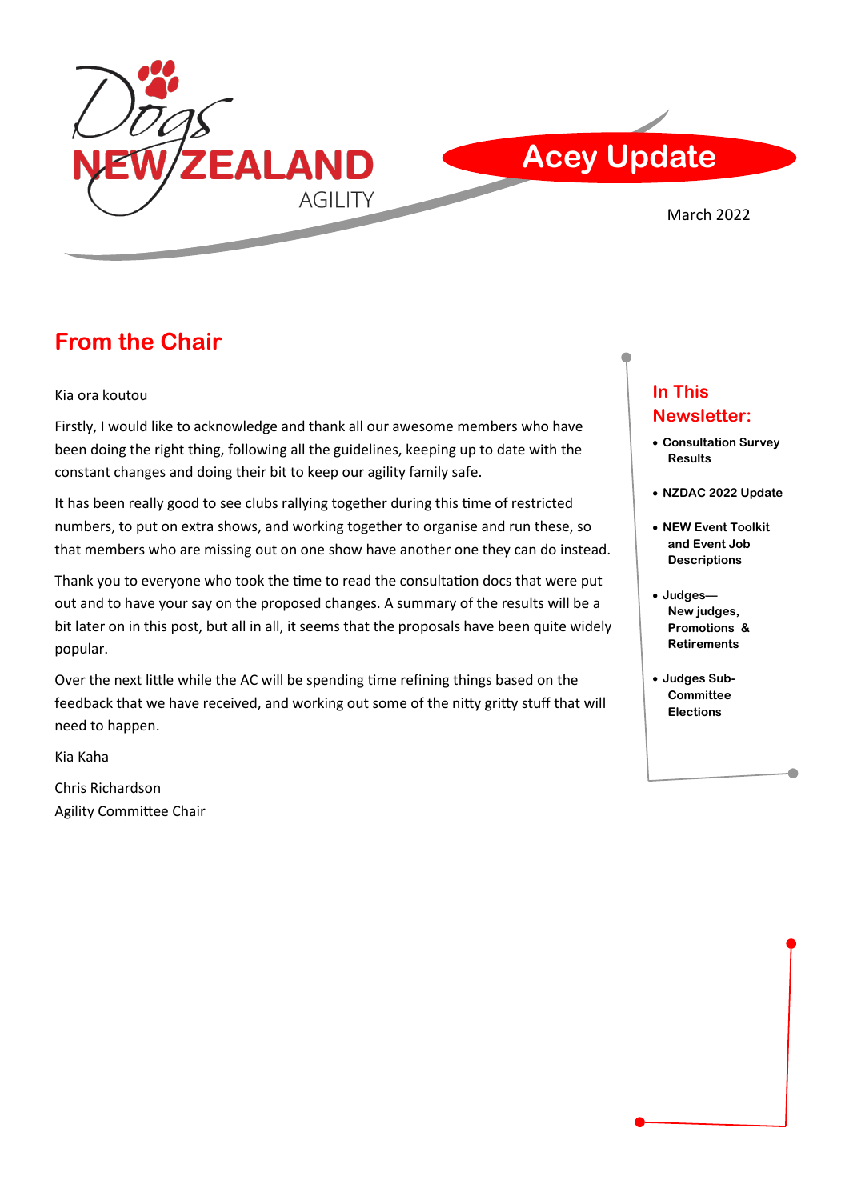Dogs NEW ZEALAND AGILITY

# Acey Update

March 2022

## From the Chair

Kia ora koutou

Firstly, I would like to acknowledge and thank all our awesome members who have been doing the right thing, following all the guidelines, keeping up to date with the constant changes and doing their bit to keep our agility family safe.

It has been really good to see clubs rallying together during this time of restricted numbers, to put on extra shows, and working together to organise and run these, so that members who are missing out on one show have another one they can do instead.

Thank you to everyone who took the time to read the consultation docs that were put out and to have your say on the proposed changes. A summary of the results will be a bit later on in this post, but all in all, it seems that the proposals have been quite widely popular.

Over the next little while the AC will be spending time refining things based on the feedback that we have received, and working out some of the nitty gritty stuff that will need to happen.

Kia Kaha

Chris Richardson
Agility Committee Chair

### In This Newsletter:

- **Consultation Survey Results**
- **NZDAC 2022 Update**
- **NEW Event Toolkit and Event Job Descriptions**
- **Judges— New judges, Promotions & Retirements**
- **Judges Sub-Committee Elections**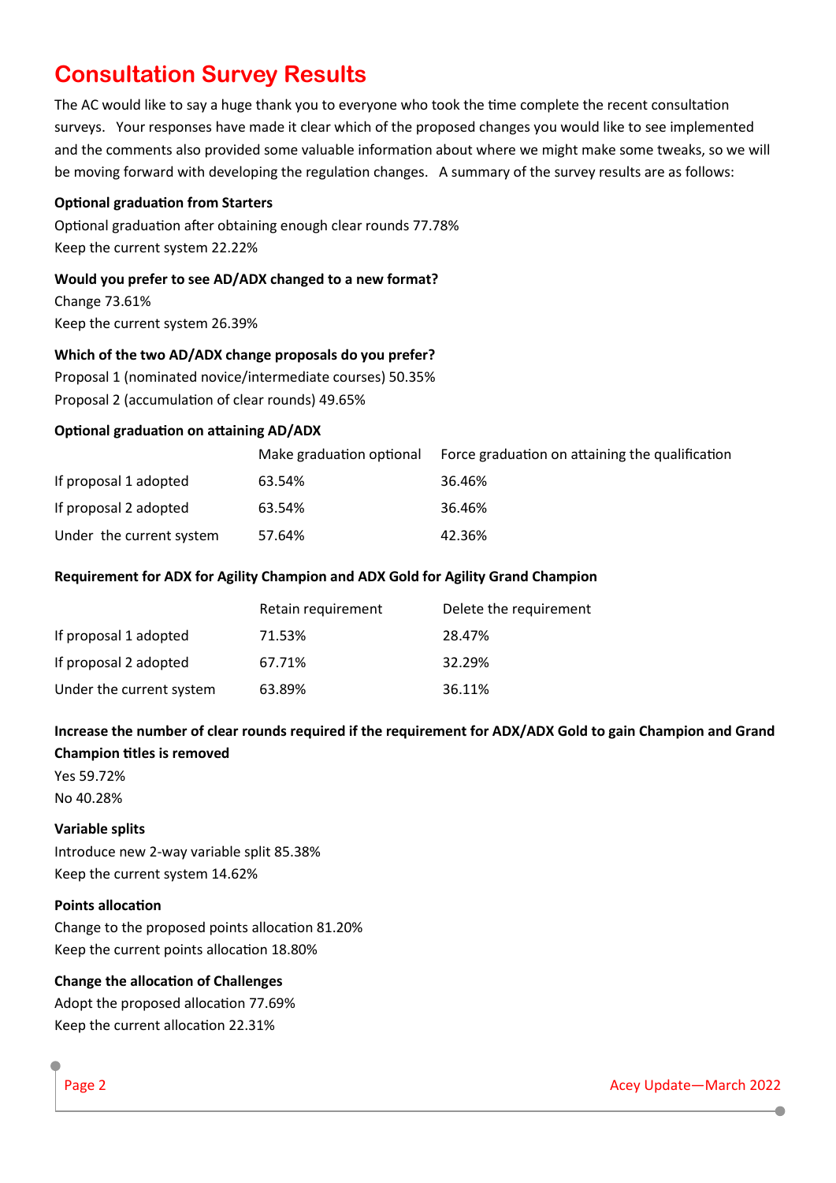# Consultation Survey Results

The AC would like to say a huge thank you to everyone who took the time complete the recent consultation surveys. Your responses have made it clear which of the proposed changes you would like to see implemented and the comments also provided some valuable information about where we might make some tweaks, so we will be moving forward with developing the regulation changes. A summary of the survey results are as follows:

**Optional graduation from Starters**

Optional graduation after obtaining enough clear rounds 77.78%

Keep the current system 22.22%

**Would you prefer to see AD/ADX changed to a new format?**

Change 73.61%

Keep the current system 26.39%

**Which of the two AD/ADX change proposals do you prefer?**

Proposal 1 (nominated novice/intermediate courses) 50.35%

Proposal 2 (accumulation of clear rounds) 49.65%

**Optional graduation on attaining AD/ADX**

| | Make graduation optional | Force graduation on attaining the qualification |
|---|---|---|
| If proposal 1 adopted | 63.54% | 36.46% |
| If proposal 2 adopted | 63.54% | 36.46% |
| Under the current system | 57.64% | 42.36% |

**Requirement for ADX for Agility Champion and ADX Gold for Agility Grand Champion**

| | Retain requirement | Delete the requirement |
|---|---|---|
| If proposal 1 adopted | 71.53% | 28.47% |
| If proposal 2 adopted | 67.71% | 32.29% |
| Under the current system | 63.89% | 36.11% |

**Increase the number of clear rounds required if the requirement for ADX/ADX Gold to gain Champion and Grand Champion titles is removed**

Yes 59.72%

No 40.28%

**Variable splits**

Introduce new 2-way variable split 85.38%

Keep the current system 14.62%

**Points allocation**

Change to the proposed points allocation 81.20%

Keep the current points allocation 18.80%

**Change the allocation of Challenges**

Adopt the proposed allocation 77.69%

Keep the current allocation 22.31%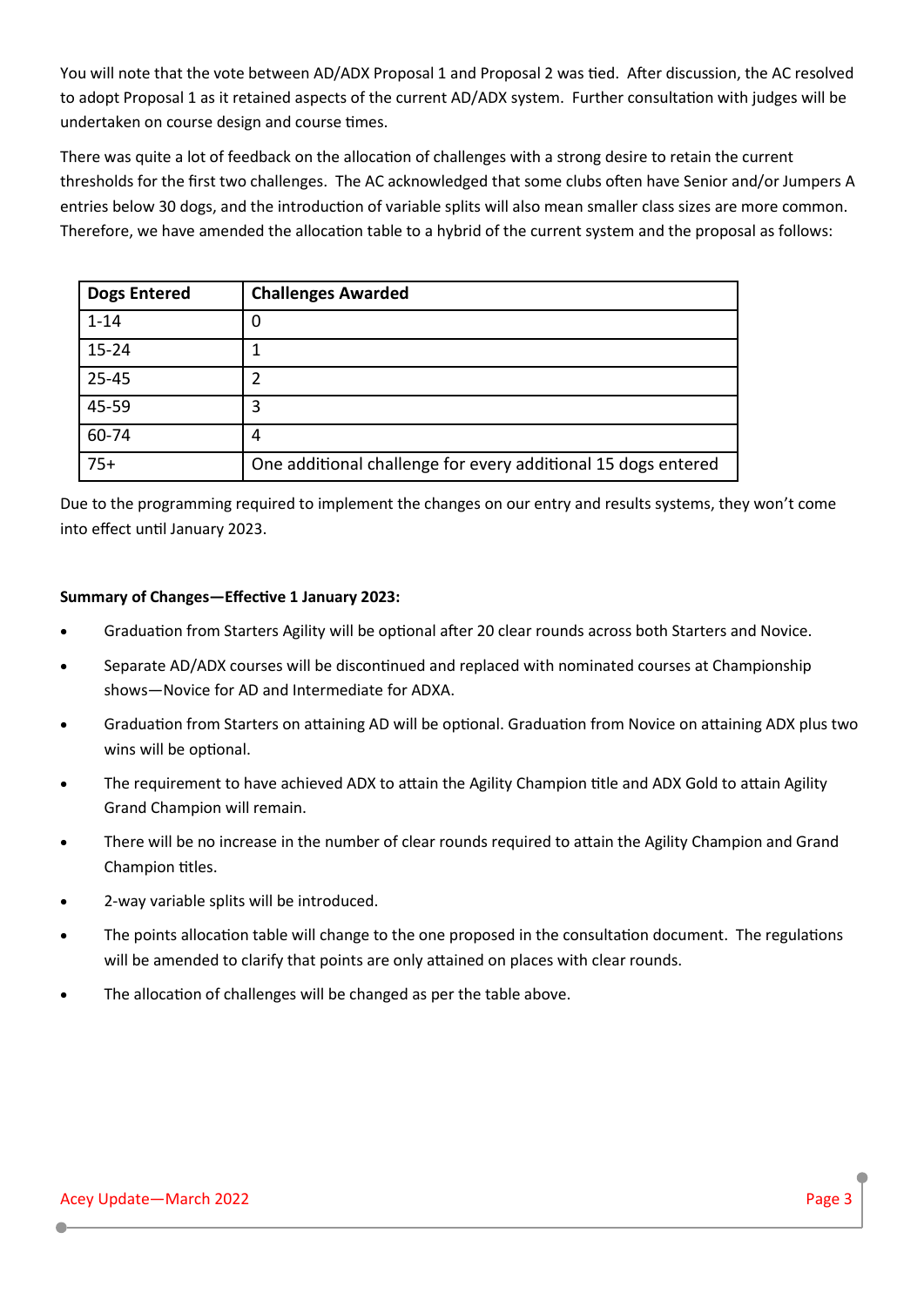You will note that the vote between AD/ADX Proposal 1 and Proposal 2 was tied. After discussion, the AC resolved to adopt Proposal 1 as it retained aspects of the current AD/ADX system. Further consultation with judges will be undertaken on course design and course times.

There was quite a lot of feedback on the allocation of challenges with a strong desire to retain the current thresholds for the first two challenges. The AC acknowledged that some clubs often have Senior and/or Jumpers A entries below 30 dogs, and the introduction of variable splits will also mean smaller class sizes are more common. Therefore, we have amended the allocation table to a hybrid of the current system and the proposal as follows:

| Dogs Entered | Challenges Awarded |
| --- | --- |
| 1-14 | 0 |
| 15-24 | 1 |
| 25-45 | 2 |
| 45-59 | 3 |
| 60-74 | 4 |
| 75+ | One additional challenge for every additional 15 dogs entered |

Due to the programming required to implement the changes on our entry and results systems, they won't come into effect until January 2023.

**Summary of Changes—Effective 1 January 2023:**

- Graduation from Starters Agility will be optional after 20 clear rounds across both Starters and Novice.
- Separate AD/ADX courses will be discontinued and replaced with nominated courses at Championship shows—Novice for AD and Intermediate for ADXA.
- Graduation from Starters on attaining AD will be optional. Graduation from Novice on attaining ADX plus two wins will be optional.
- The requirement to have achieved ADX to attain the Agility Champion title and ADX Gold to attain Agility Grand Champion will remain.
- There will be no increase in the number of clear rounds required to attain the Agility Champion and Grand Champion titles.
- 2-way variable splits will be introduced.
- The points allocation table will change to the one proposed in the consultation document. The regulations will be amended to clarify that points are only attained on places with clear rounds.
- The allocation of challenges will be changed as per the table above.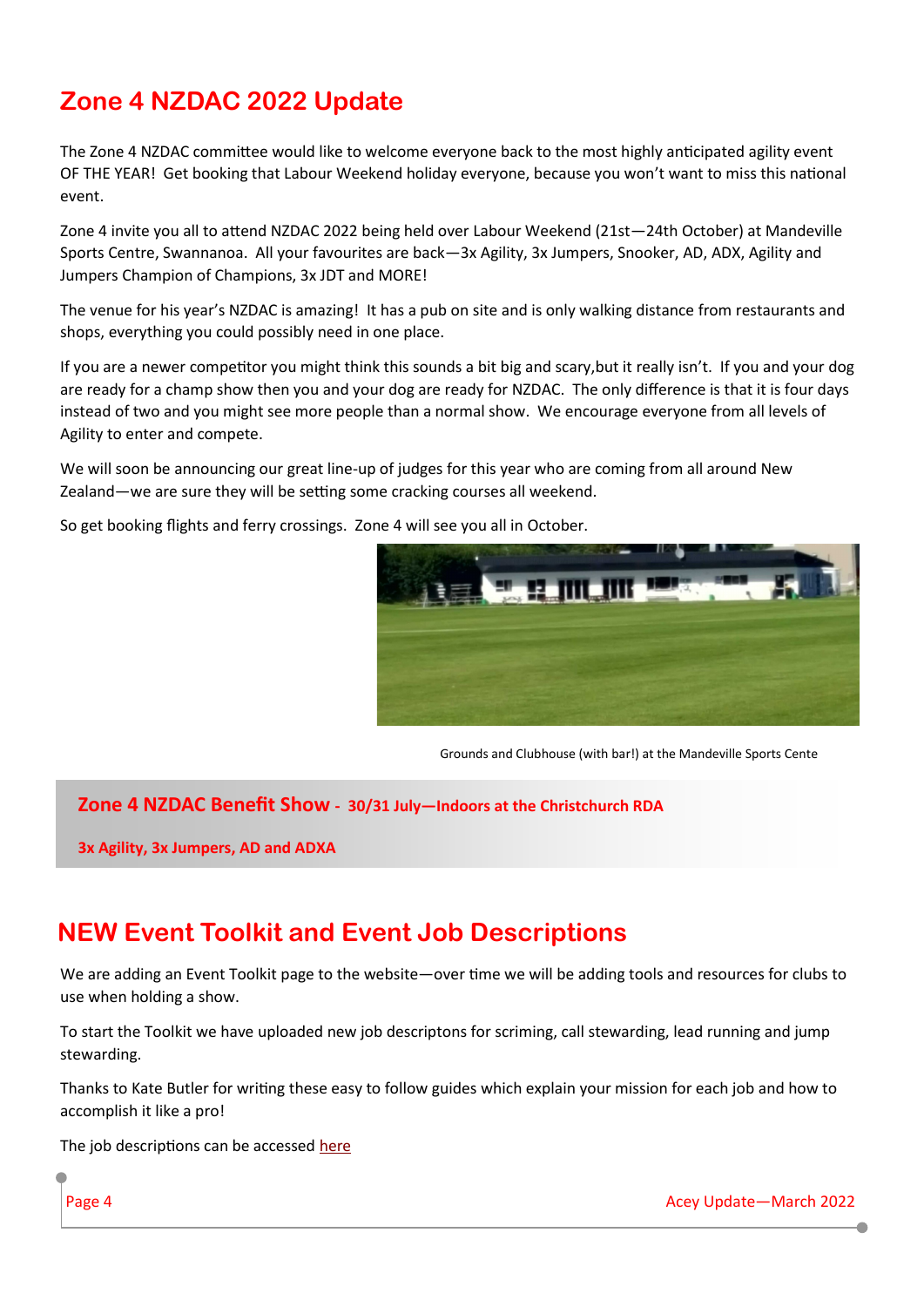## Zone 4 NZDAC 2022 Update

The Zone 4 NZDAC committee would like to welcome everyone back to the most highly anticipated agility event OF THE YEAR! Get booking that Labour Weekend holiday everyone, because you won't want to miss this national event.

Zone 4 invite you all to attend NZDAC 2022 being held over Labour Weekend (21st—24th October) at Mandeville Sports Centre, Swannanoa. All your favourites are back—3x Agility, 3x Jumpers, Snooker, AD, ADX, Agility and Jumpers Champion of Champions, 3x JDT and MORE!

The venue for his year's NZDAC is amazing! It has a pub on site and is only walking distance from restaurants and shops, everything you could possibly need in one place.

If you are a newer competitor you might think this sounds a bit big and scary,but it really isn't. If you and your dog are ready for a champ show then you and your dog are ready for NZDAC. The only difference is that it is four days instead of two and you might see more people than a normal show. We encourage everyone from all levels of Agility to enter and compete.

We will soon be announcing our great line-up of judges for this year who are coming from all around New Zealand—we are sure they will be setting some cracking courses all weekend.

So get booking flights and ferry crossings. Zone 4 will see you all in October.

Grounds and Clubhouse (with bar!) at the Mandeville Sports Cente

**Zone 4 NZDAC Benefit Show - 30/31 July—Indoors at the Christchurch RDA**

**3x Agility, 3x Jumpers, AD and ADXA**

## NEW Event Toolkit and Event Job Descriptions

We are adding an Event Toolkit page to the website—over time we will be adding tools and resources for clubs to use when holding a show.

To start the Toolkit we have uploaded new job descriptons for scriming, call stewarding, lead running and jump stewarding.

Thanks to Kate Butler for writing these easy to follow guides which explain your mission for each job and how to accomplish it like a pro!

The job descriptions can be accessed here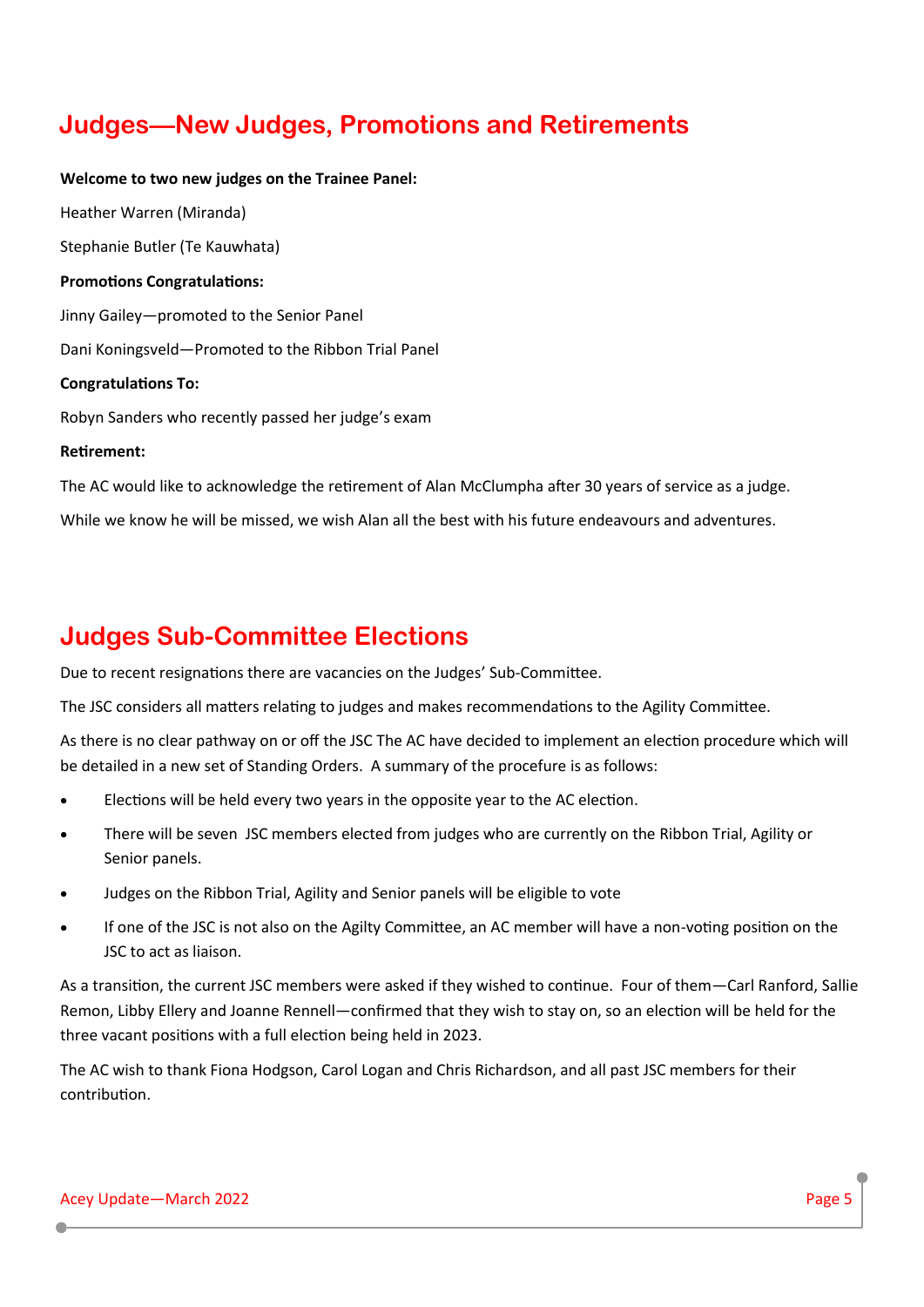## Judges—New Judges, Promotions and Retirements

**Welcome to two new judges on the Trainee Panel:**

Heather Warren (Miranda)

Stephanie Butler (Te Kauwhata)

**Promotions Congratulations:**

Jinny Gailey—promoted to the Senior Panel

Dani Koningsveld—Promoted to the Ribbon Trial Panel

**Congratulations To:**

Robyn Sanders who recently passed her judge's exam

**Retirement:**

The AC would like to acknowledge the retirement of Alan McClumpha after 30 years of service as a judge.

While we know he will be missed, we wish Alan all the best with his future endeavours and adventures.

## Judges Sub-Committee Elections

Due to recent resignations there are vacancies on the Judges' Sub-Committee.

The JSC considers all matters relating to judges and makes recommendations to the Agility Committee.

As there is no clear pathway on or off the JSC The AC have decided to implement an election procedure which will be detailed in a new set of Standing Orders. A summary of the procefure is as follows:

- Elections will be held every two years in the opposite year to the AC election.
- There will be seven JSC members elected from judges who are currently on the Ribbon Trial, Agility or Senior panels.
- Judges on the Ribbon Trial, Agility and Senior panels will be eligible to vote
- If one of the JSC is not also on the Agilty Committee, an AC member will have a non-voting position on the JSC to act as liaison.

As a transition, the current JSC members were asked if they wished to continue. Four of them—Carl Ranford, Sallie Remon, Libby Ellery and Joanne Rennell—confirmed that they wish to stay on, so an election will be held for the three vacant positions with a full election being held in 2023.

The AC wish to thank Fiona Hodgson, Carol Logan and Chris Richardson, and all past JSC members for their contribution.